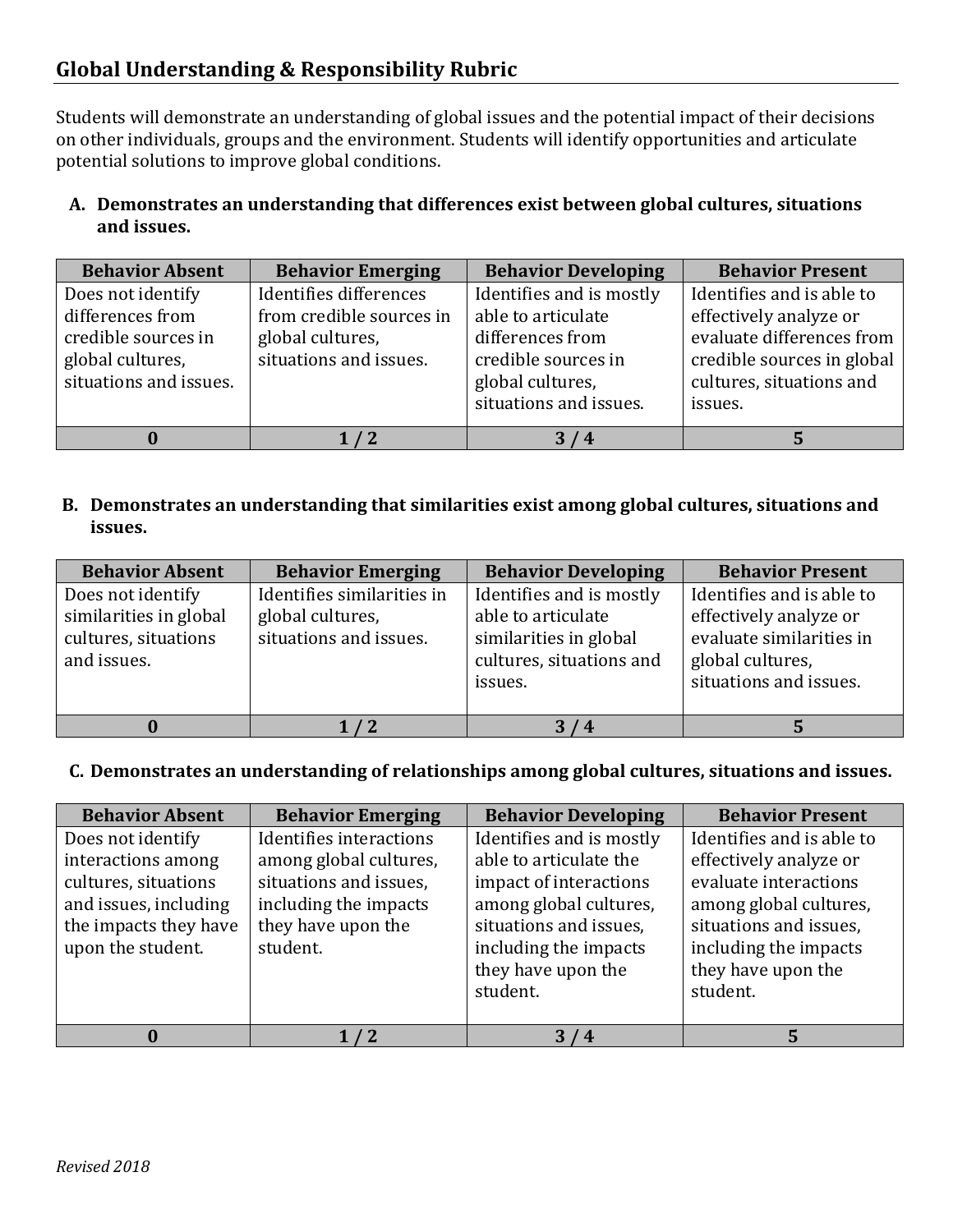## Global Understanding & Responsibility Rubric

Students will demonstrate an understanding of global issues and the potential impact of their decisions on other individuals, groups and the environment. Students will identify opportunities and articulate potential solutions to improve global conditions.

**A. Demonstrates an understanding that differences exist between global cultures, situations and issues.**

| Behavior Absent | Behavior Emerging | Behavior Developing | Behavior Present |
| --- | --- | --- | --- |
| Does not identify differences from credible sources in global cultures, situations and issues. | Identifies differences from credible sources in global cultures, situations and issues. | Identifies and is mostly able to articulate differences from credible sources in global cultures, situations and issues. | Identifies and is able to effectively analyze or evaluate differences from credible sources in global cultures, situations and issues. |
| **0** | **1 / 2** | **3 / 4** | **5** |

**B. Demonstrates an understanding that similarities exist among global cultures, situations and issues.**

| Behavior Absent | Behavior Emerging | Behavior Developing | Behavior Present |
| --- | --- | --- | --- |
| Does not identify similarities in global cultures, situations and issues. | Identifies similarities in global cultures, situations and issues. | Identifies and is mostly able to articulate similarities in global cultures, situations and issues. | Identifies and is able to effectively analyze or evaluate similarities in global cultures, situations and issues. |
| **0** | **1 / 2** | **3 / 4** | **5** |

**C. Demonstrates an understanding of relationships among global cultures, situations and issues.**

| Behavior Absent | Behavior Emerging | Behavior Developing | Behavior Present |
| --- | --- | --- | --- |
| Does not identify interactions among cultures, situations and issues, including the impacts they have upon the student. | Identifies interactions among global cultures, situations and issues, including the impacts they have upon the student. | Identifies and is mostly able to articulate the impact of interactions among global cultures, situations and issues, including the impacts they have upon the student. | Identifies and is able to effectively analyze or evaluate interactions among global cultures, situations and issues, including the impacts they have upon the student. |
| **0** | **1 / 2** | **3 / 4** | **5** |

*Revised 2018*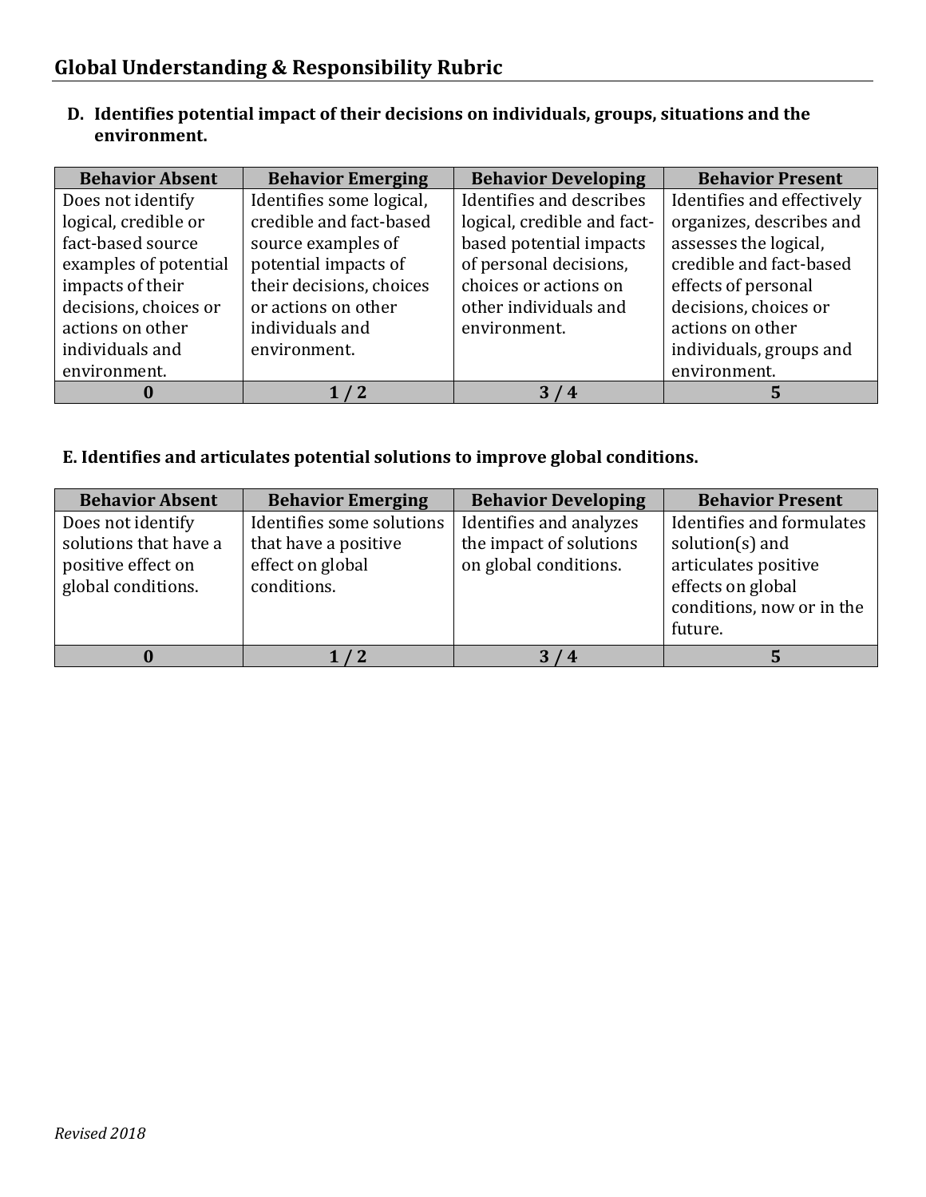## Global Understanding & Responsibility Rubric

**D. Identifies potential impact of their decisions on individuals, groups, situations and the environment.**

| Behavior Absent | Behavior Emerging | Behavior Developing | Behavior Present |
|---|---|---|---|
| Does not identify logical, credible or fact-based source examples of potential impacts of their decisions, choices or actions on other individuals and environment. | Identifies some logical, credible and fact-based source examples of potential impacts of their decisions, choices or actions on other individuals and environment. | Identifies and describes logical, credible and fact-based potential impacts of personal decisions, choices or actions on other individuals and environment. | Identifies and effectively organizes, describes and assesses the logical, credible and fact-based effects of personal decisions, choices or actions on other individuals, groups and environment. |
| **0** | **1 / 2** | **3 / 4** | **5** |

**E. Identifies and articulates potential solutions to improve global conditions.**

| Behavior Absent | Behavior Emerging | Behavior Developing | Behavior Present |
|---|---|---|---|
| Does not identify solutions that have a positive effect on global conditions. | Identifies some solutions that have a positive effect on global conditions. | Identifies and analyzes the impact of solutions on global conditions. | Identifies and formulates solution(s) and articulates positive effects on global conditions, now or in the future. |
| **0** | **1 / 2** | **3 / 4** | **5** |

*Revised 2018*